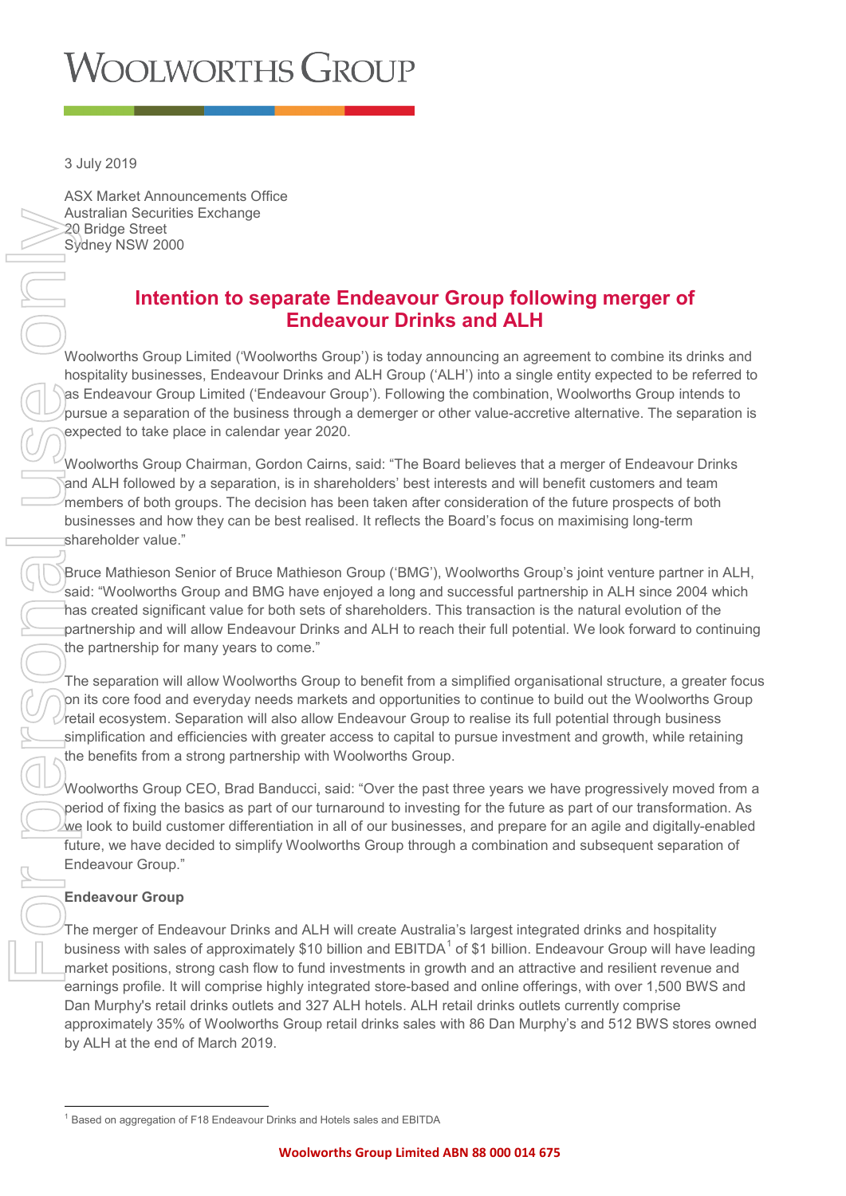# WOOLWORTHS GROUP

3 July 2019

ASX Market Announcements Office
Australian Securities Exchange
20 Bridge Street
Sydney NSW 2000

## Intention to separate Endeavour Group following merger of Endeavour Drinks and ALH

Woolworths Group Limited ('Woolworths Group') is today announcing an agreement to combine its drinks and hospitality businesses, Endeavour Drinks and ALH Group ('ALH') into a single entity expected to be referred to as Endeavour Group Limited ('Endeavour Group'). Following the combination, Woolworths Group intends to pursue a separation of the business through a demerger or other value-accretive alternative. The separation is expected to take place in calendar year 2020.

Woolworths Group Chairman, Gordon Cairns, said: "The Board believes that a merger of Endeavour Drinks and ALH followed by a separation, is in shareholders' best interests and will benefit customers and team members of both groups. The decision has been taken after consideration of the future prospects of both businesses and how they can be best realised. It reflects the Board's focus on maximising long-term shareholder value."

Bruce Mathieson Senior of Bruce Mathieson Group ('BMG'), Woolworths Group's joint venture partner in ALH, said: "Woolworths Group and BMG have enjoyed a long and successful partnership in ALH since 2004 which has created significant value for both sets of shareholders. This transaction is the natural evolution of the partnership and will allow Endeavour Drinks and ALH to reach their full potential. We look forward to continuing the partnership for many years to come."

The separation will allow Woolworths Group to benefit from a simplified organisational structure, a greater focus on its core food and everyday needs markets and opportunities to continue to build out the Woolworths Group retail ecosystem. Separation will also allow Endeavour Group to realise its full potential through business simplification and efficiencies with greater access to capital to pursue investment and growth, while retaining the benefits from a strong partnership with Woolworths Group.

Woolworths Group CEO, Brad Banducci, said: "Over the past three years we have progressively moved from a period of fixing the basics as part of our turnaround to investing for the future as part of our transformation. As we look to build customer differentiation in all of our businesses, and prepare for an agile and digitally-enabled future, we have decided to simplify Woolworths Group through a combination and subsequent separation of Endeavour Group."

**Endeavour Group**

The merger of Endeavour Drinks and ALH will create Australia's largest integrated drinks and hospitality business with sales of approximately $10 billion and EBITDA[1] of $1 billion. Endeavour Group will have leading market positions, strong cash flow to fund investments in growth and an attractive and resilient revenue and earnings profile. It will comprise highly integrated store-based and online offerings, with over 1,500 BWS and Dan Murphy's retail drinks outlets and 327 ALH hotels. ALH retail drinks outlets currently comprise approximately 35% of Woolworths Group retail drinks sales with 86 Dan Murphy's and 512 BWS stores owned by ALH at the end of March 2019.

[1] Based on aggregation of F18 Endeavour Drinks and Hotels sales and EBITDA

Woolworths Group Limited ABN 88 000 014 675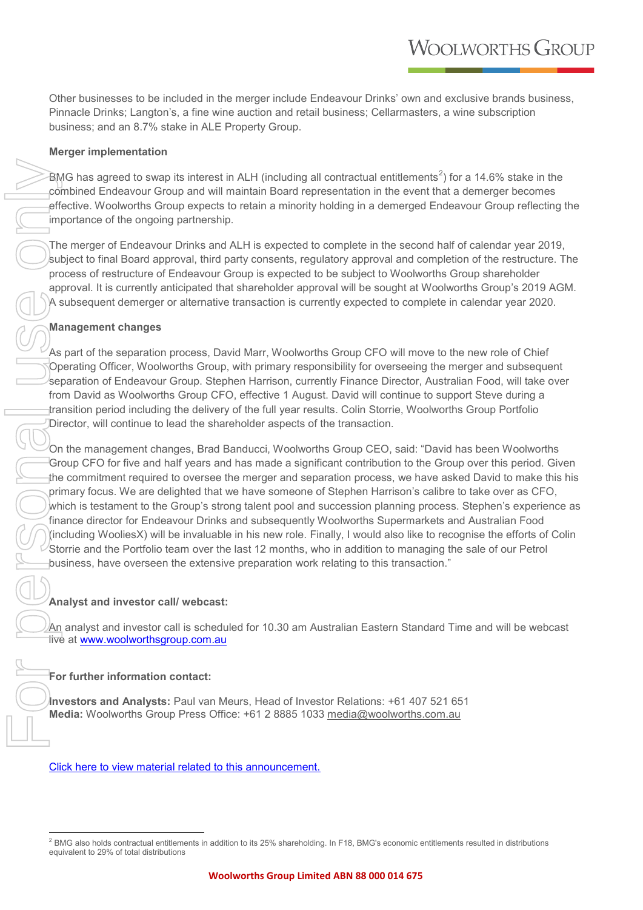Other businesses to be included in the merger include Endeavour Drinks' own and exclusive brands business, Pinnacle Drinks; Langton's, a fine wine auction and retail business; Cellarmasters, a wine subscription business; and an 8.7% stake in ALE Property Group.

**Merger implementation**

BMG has agreed to swap its interest in ALH (including all contractual entitlements[2]) for a 14.6% stake in the combined Endeavour Group and will maintain Board representation in the event that a demerger becomes effective. Woolworths Group expects to retain a minority holding in a demerged Endeavour Group reflecting the importance of the ongoing partnership.

The merger of Endeavour Drinks and ALH is expected to complete in the second half of calendar year 2019, subject to final Board approval, third party consents, regulatory approval and completion of the restructure. The process of restructure of Endeavour Group is expected to be subject to Woolworths Group shareholder approval. It is currently anticipated that shareholder approval will be sought at Woolworths Group's 2019 AGM. A subsequent demerger or alternative transaction is currently expected to complete in calendar year 2020.

**Management changes**

As part of the separation process, David Marr, Woolworths Group CFO will move to the new role of Chief Operating Officer, Woolworths Group, with primary responsibility for overseeing the merger and subsequent separation of Endeavour Group. Stephen Harrison, currently Finance Director, Australian Food, will take over from David as Woolworths Group CFO, effective 1 August. David will continue to support Steve during a transition period including the delivery of the full year results. Colin Storrie, Woolworths Group Portfolio Director, will continue to lead the shareholder aspects of the transaction.

On the management changes, Brad Banducci, Woolworths Group CEO, said: "David has been Woolworths Group CFO for five and half years and has made a significant contribution to the Group over this period. Given the commitment required to oversee the merger and separation process, we have asked David to make this his primary focus. We are delighted that we have someone of Stephen Harrison's calibre to take over as CFO, which is testament to the Group's strong talent pool and succession planning process. Stephen's experience as finance director for Endeavour Drinks and subsequently Woolworths Supermarkets and Australian Food (including WooliesX) will be invaluable in his new role. Finally, I would also like to recognise the efforts of Colin Storrie and the Portfolio team over the last 12 months, who in addition to managing the sale of our Petrol business, have overseen the extensive preparation work relating to this transaction."

**Analyst and investor call/ webcast:**

An analyst and investor call is scheduled for 10.30 am Australian Eastern Standard Time and will be webcast live at www.woolworthsgroup.com.au

**For further information contact:**

**Investors and Analysts:** Paul van Meurs, Head of Investor Relations: +61 407 521 651
**Media:** Woolworths Group Press Office: +61 2 8885 1033 media@woolworths.com.au

Click here to view material related to this announcement.

[2] BMG also holds contractual entitlements in addition to its 25% shareholding. In F18, BMG's economic entitlements resulted in distributions equivalent to 29% of total distributions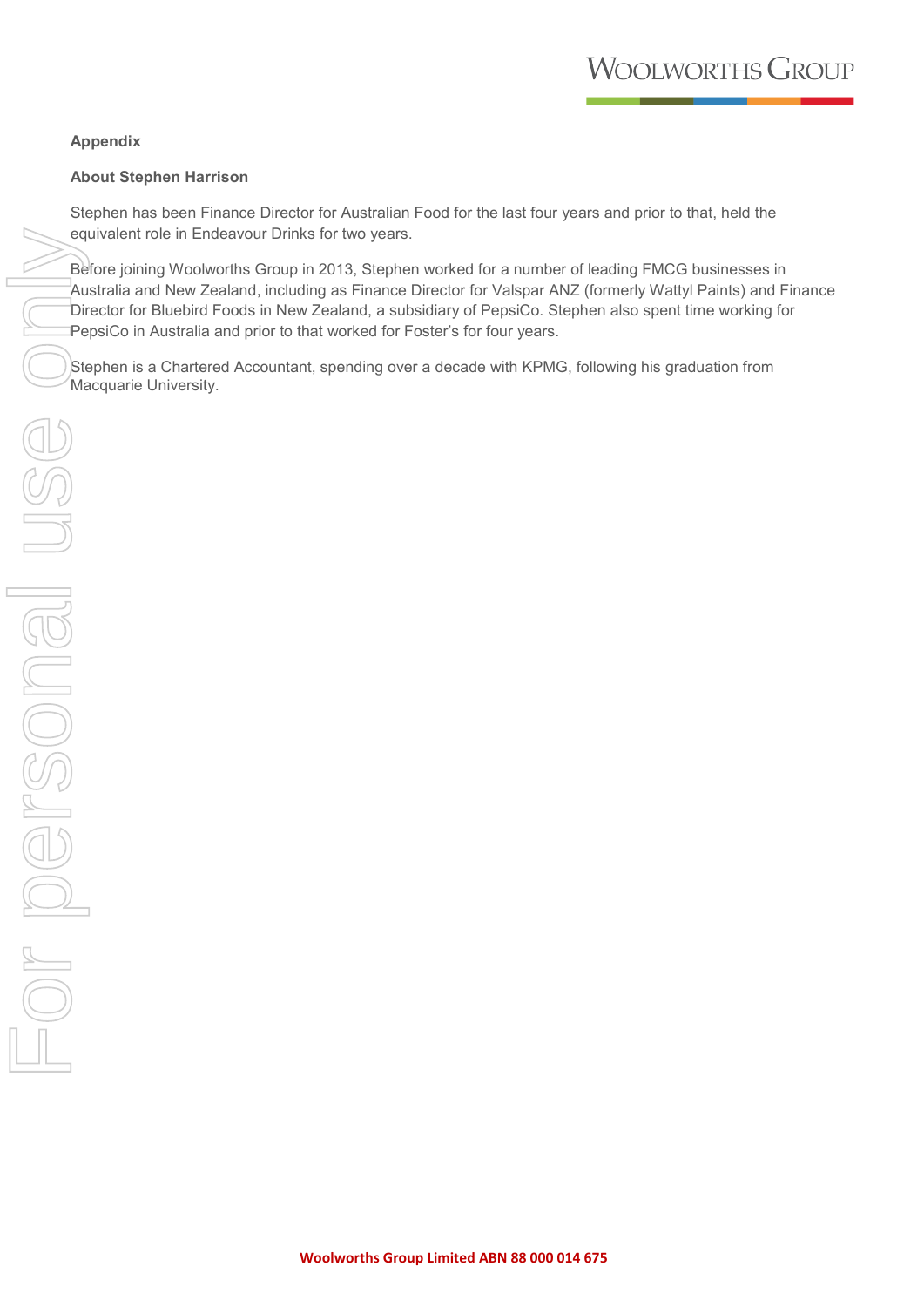## Appendix

### About Stephen Harrison

Stephen has been Finance Director for Australian Food for the last four years and prior to that, held the equivalent role in Endeavour Drinks for two years.

Before joining Woolworths Group in 2013, Stephen worked for a number of leading FMCG businesses in Australia and New Zealand, including as Finance Director for Valspar ANZ (formerly Wattyl Paints) and Finance Director for Bluebird Foods in New Zealand, a subsidiary of PepsiCo. Stephen also spent time working for PepsiCo in Australia and prior to that worked for Foster's for four years.

Stephen is a Chartered Accountant, spending over a decade with KPMG, following his graduation from Macquarie University.